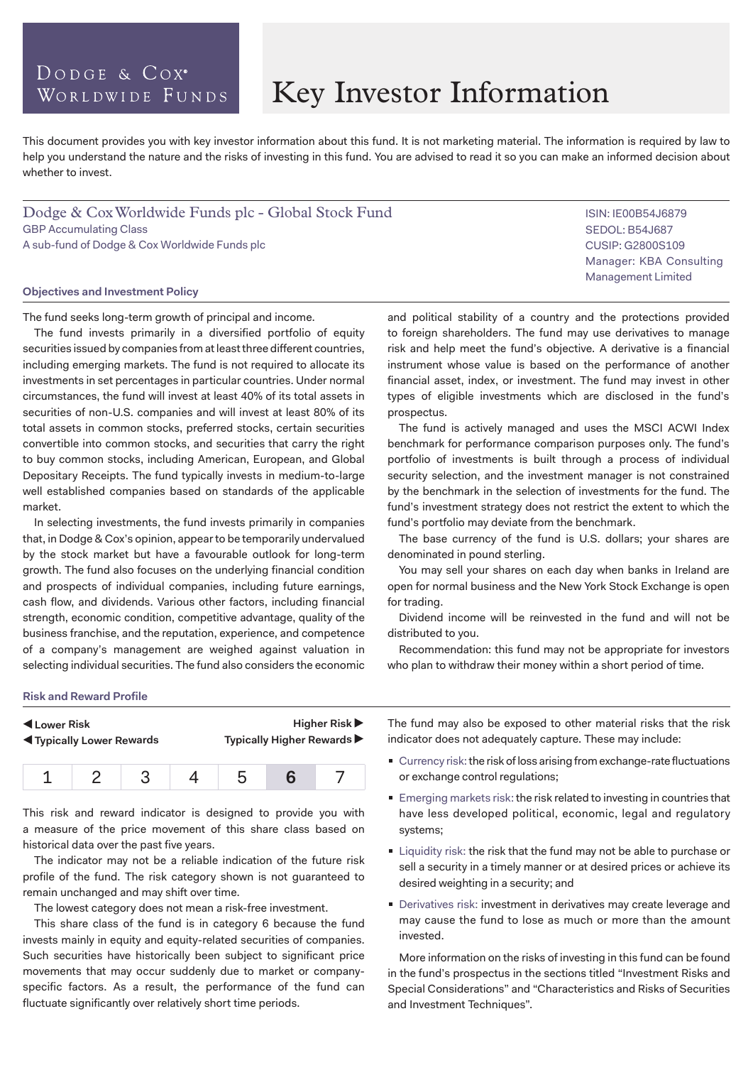Dodge & Cox® Worldwide Funds

# Key Investor Information

This document provides you with key investor information about this fund. It is not marketing material. The information is required by law to help you understand the nature and the risks of investing in this fund. You are advised to read it so you can make an informed decision about whether to invest.

## Dodge & Cox Worldwide Funds plc - Global Stock Fund

GBP Accumulating Class
A sub-fund of Dodge & Cox Worldwide Funds plc

ISIN: IE00B54J6879
SEDOL: B54J687
CUSIP: G2800S109
Manager: KBA Consulting Management Limited

### Objectives and Investment Policy

The fund seeks long-term growth of principal and income.

The fund invests primarily in a diversified portfolio of equity securities issued by companies from at least three different countries, including emerging markets. The fund is not required to allocate its investments in set percentages in particular countries. Under normal circumstances, the fund will invest at least 40% of its total assets in securities of non-U.S. companies and will invest at least 80% of its total assets in common stocks, preferred stocks, certain securities convertible into common stocks, and securities that carry the right to buy common stocks, including American, European, and Global Depositary Receipts. The fund typically invests in medium-to-large well established companies based on standards of the applicable market.

In selecting investments, the fund invests primarily in companies that, in Dodge & Cox's opinion, appear to be temporarily undervalued by the stock market but have a favourable outlook for long-term growth. The fund also focuses on the underlying financial condition and prospects of individual companies, including future earnings, cash flow, and dividends. Various other factors, including financial strength, economic condition, competitive advantage, quality of the business franchise, and the reputation, experience, and competence of a company's management are weighed against valuation in selecting individual securities. The fund also considers the economic and political stability of a country and the protections provided to foreign shareholders. The fund may use derivatives to manage risk and help meet the fund's objective. A derivative is a financial instrument whose value is based on the performance of another financial asset, index, or investment. The fund may invest in other types of eligible investments which are disclosed in the fund's prospectus.

The fund is actively managed and uses the MSCI ACWI Index benchmark for performance comparison purposes only. The fund's portfolio of investments is built through a process of individual security selection, and the investment manager is not constrained by the benchmark in the selection of investments for the fund. The fund's investment strategy does not restrict the extent to which the fund's portfolio may deviate from the benchmark.

The base currency of the fund is U.S. dollars; your shares are denominated in pound sterling.

You may sell your shares on each day when banks in Ireland are open for normal business and the New York Stock Exchange is open for trading.

Dividend income will be reinvested in the fund and will not be distributed to you.

Recommendation: this fund may not be appropriate for investors who plan to withdraw their money within a short period of time.

### Risk and Reward Profile

◀ **Lower Risk** — **Higher Risk** ▶
◀ **Typically Lower Rewards** — **Typically Higher Rewards** ▶

| 1 | 2 | 3 | 4 | 5 | **6** | 7 |
|---|---|---|---|---|---|---|

This risk and reward indicator is designed to provide you with a measure of the price movement of this share class based on historical data over the past five years.

The indicator may not be a reliable indication of the future risk profile of the fund. The risk category shown is not guaranteed to remain unchanged and may shift over time.

The lowest category does not mean a risk-free investment.

This share class of the fund is in category 6 because the fund invests mainly in equity and equity-related securities of companies. Such securities have historically been subject to significant price movements that may occur suddenly due to market or company-specific factors. As a result, the performance of the fund can fluctuate significantly over relatively short time periods.

The fund may also be exposed to other material risks that the risk indicator does not adequately capture. These may include:

- Currency risk: the risk of loss arising from exchange-rate fluctuations or exchange control regulations;
- Emerging markets risk: the risk related to investing in countries that have less developed political, economic, legal and regulatory systems;
- Liquidity risk: the risk that the fund may not be able to purchase or sell a security in a timely manner or at desired prices or achieve its desired weighting in a security; and
- Derivatives risk: investment in derivatives may create leverage and may cause the fund to lose as much or more than the amount invested.

More information on the risks of investing in this fund can be found in the fund's prospectus in the sections titled "Investment Risks and Special Considerations" and "Characteristics and Risks of Securities and Investment Techniques".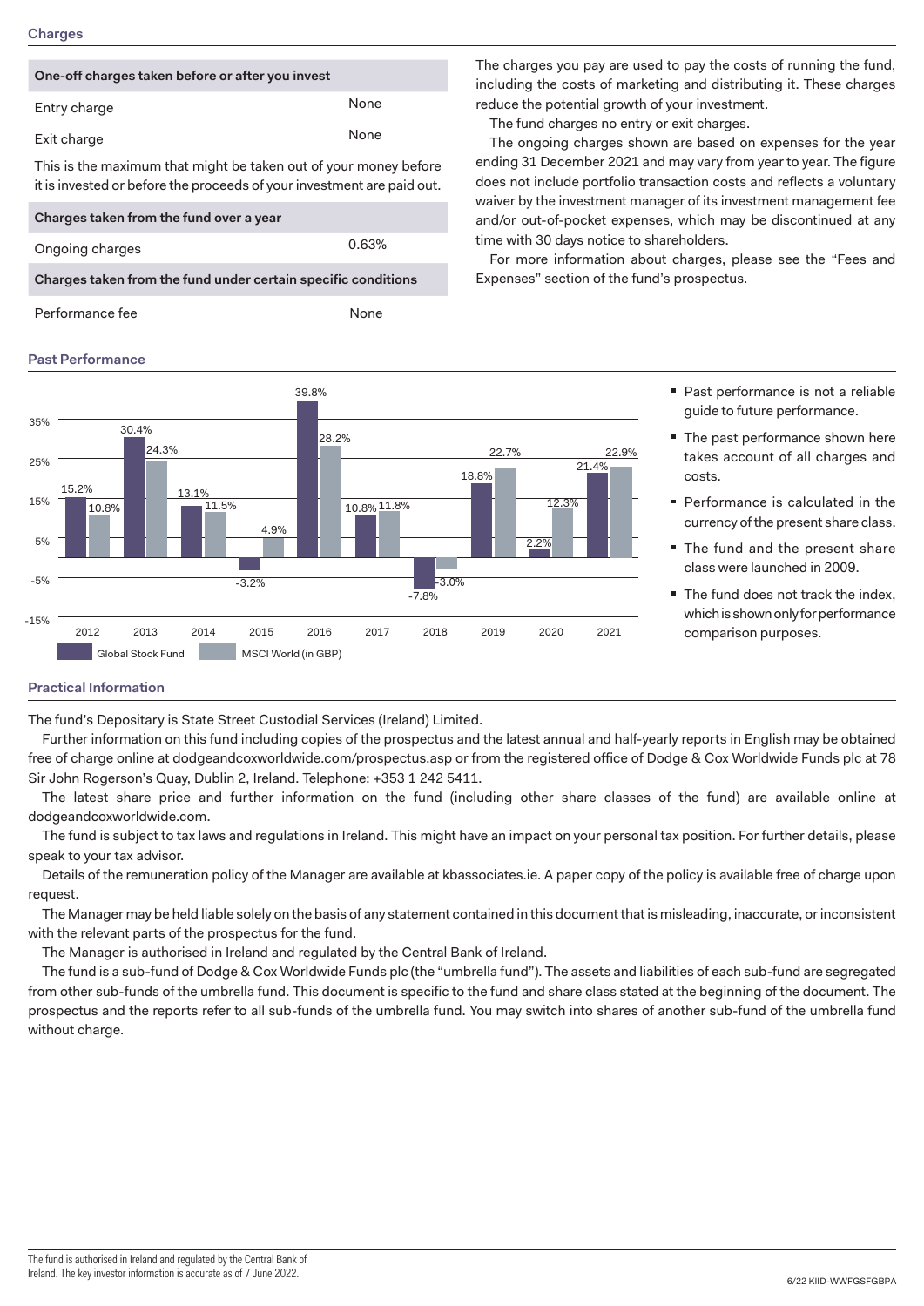## Charges

| One-off charges taken before or after you invest | |
|---|---|
| Entry charge | None |
| Exit charge | None |

This is the maximum that might be taken out of your money before it is invested or before the proceeds of your investment are paid out.

| Charges taken from the fund over a year | |
|---|---|
| Ongoing charges | 0.63% |

| Charges taken from the fund under certain specific conditions | |
|---|---|
| Performance fee | None |

The charges you pay are used to pay the costs of running the fund, including the costs of marketing and distributing it. These charges reduce the potential growth of your investment.

The fund charges no entry or exit charges.

The ongoing charges shown are based on expenses for the year ending 31 December 2021 and may vary from year to year. The figure does not include portfolio transaction costs and reflects a voluntary waiver by the investment manager of its investment management fee and/or out-of-pocket expenses, which may be discontinued at any time with 30 days notice to shareholders.

For more information about charges, please see the "Fees and Expenses" section of the fund's prospectus.

## Past Performance

35%
25%
15%
5%
-5%
-15%

2012: 15.2% 10.8%
2013: 30.4% 24.3%
2014: 13.1% 11.5%
2015: -3.2% 4.9%
2016: 39.8% 28.2%
2017: 10.8% 11.8%
2018: -7.8% -3.0%
2019: 18.8% 22.7%
2020: 2.2% 12.3%
2021: 21.4% 22.9%

Global Stock Fund
MSCI World (in GBP)

- Past performance is not a reliable guide to future performance.
- The past performance shown here takes account of all charges and costs.
- Performance is calculated in the currency of the present share class.
- The fund and the present share class were launched in 2009.
- The fund does not track the index, which is shown only for performance comparison purposes.

## Practical Information

The fund's Depositary is State Street Custodial Services (Ireland) Limited.

Further information on this fund including copies of the prospectus and the latest annual and half-yearly reports in English may be obtained free of charge online at dodgeandcoxworldwide.com/prospectus.asp or from the registered office of Dodge & Cox Worldwide Funds plc at 78 Sir John Rogerson's Quay, Dublin 2, Ireland. Telephone: +353 1 242 5411.

The latest share price and further information on the fund (including other share classes of the fund) are available online at dodgeandcoxworldwide.com.

The fund is subject to tax laws and regulations in Ireland. This might have an impact on your personal tax position. For further details, please speak to your tax advisor.

Details of the remuneration policy of the Manager are available at kbassociates.ie. A paper copy of the policy is available free of charge upon request.

The Manager may be held liable solely on the basis of any statement contained in this document that is misleading, inaccurate, or inconsistent with the relevant parts of the prospectus for the fund.

The Manager is authorised in Ireland and regulated by the Central Bank of Ireland.

The fund is a sub-fund of Dodge & Cox Worldwide Funds plc (the "umbrella fund"). The assets and liabilities of each sub-fund are segregated from other sub-funds of the umbrella fund. This document is specific to the fund and share class stated at the beginning of the document. The prospectus and the reports refer to all sub-funds of the umbrella fund. You may switch into shares of another sub-fund of the umbrella fund without charge.

The fund is authorised in Ireland and regulated by the Central Bank of Ireland. The key investor information is accurate as of 7 June 2022.

6/22 KIID-WWFGSFGBPA